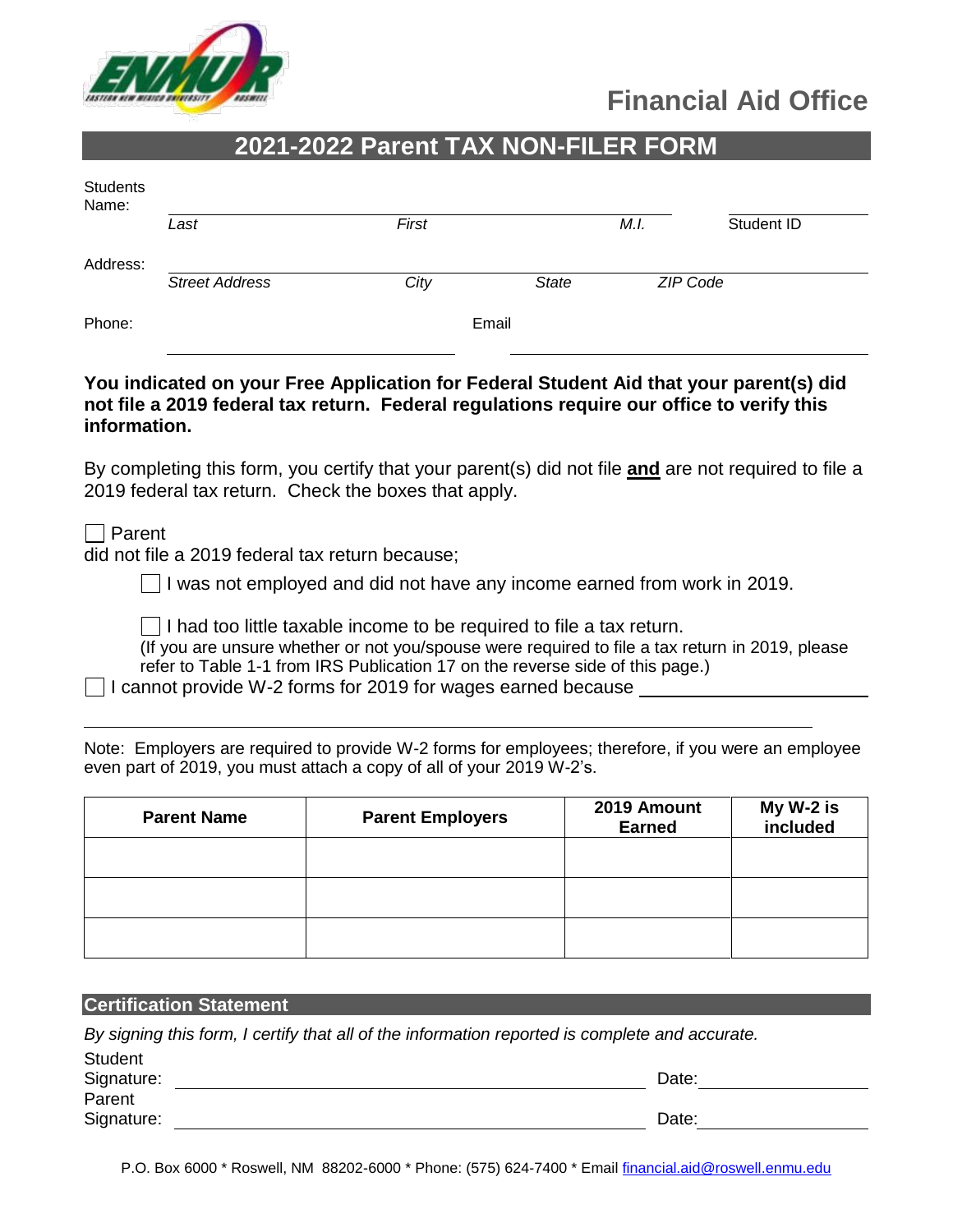Financial Aid Office

# 2021-2022 Parent TAX NON-FILER FORM

Students Name: ______________________________________________ ____________

*Last* *First* *M.I.* Student ID

Address: ______________________________________________

*Street Address* *City* *State* *ZIP Code*

Phone: ______________________ Email ______________________

**You indicated on your Free Application for Federal Student Aid that your parent(s) did not file a 2019 federal tax return. Federal regulations require our office to verify this information.**

By completing this form, you certify that your parent(s) did not file **and** are not required to file a 2019 federal tax return. Check the boxes that apply.

☐ Parent
did not file a 2019 federal tax return because;

- ☐ I was not employed and did not have any income earned from work in 2019.
- ☐ I had too little taxable income to be required to file a tax return.
  (If you are unsure whether or not you/spouse were required to file a tax return in 2019, please refer to Table 1-1 from IRS Publication 17 on the reverse side of this page.)

☐ I cannot provide W-2 forms for 2019 for wages earned because ______________________

______________________________________________

Note: Employers are required to provide W-2 forms for employees; therefore, if you were an employee even part of 2019, you must attach a copy of all of your 2019 W-2's.

| Parent Name | Parent Employers | 2019 Amount Earned | My W-2 is included |
|---|---|---|---|
| | | | |
| | | | |
| | | | |

## Certification Statement

*By signing this form, I certify that all of the information reported is complete and accurate.*

Student Signature: ______________________________ Date: ____________

Parent Signature: ______________________________ Date: ____________

P.O. Box 6000 * Roswell, NM 88202-6000 * Phone: (575) 624-7400 * Email financial.aid@roswell.enmu.edu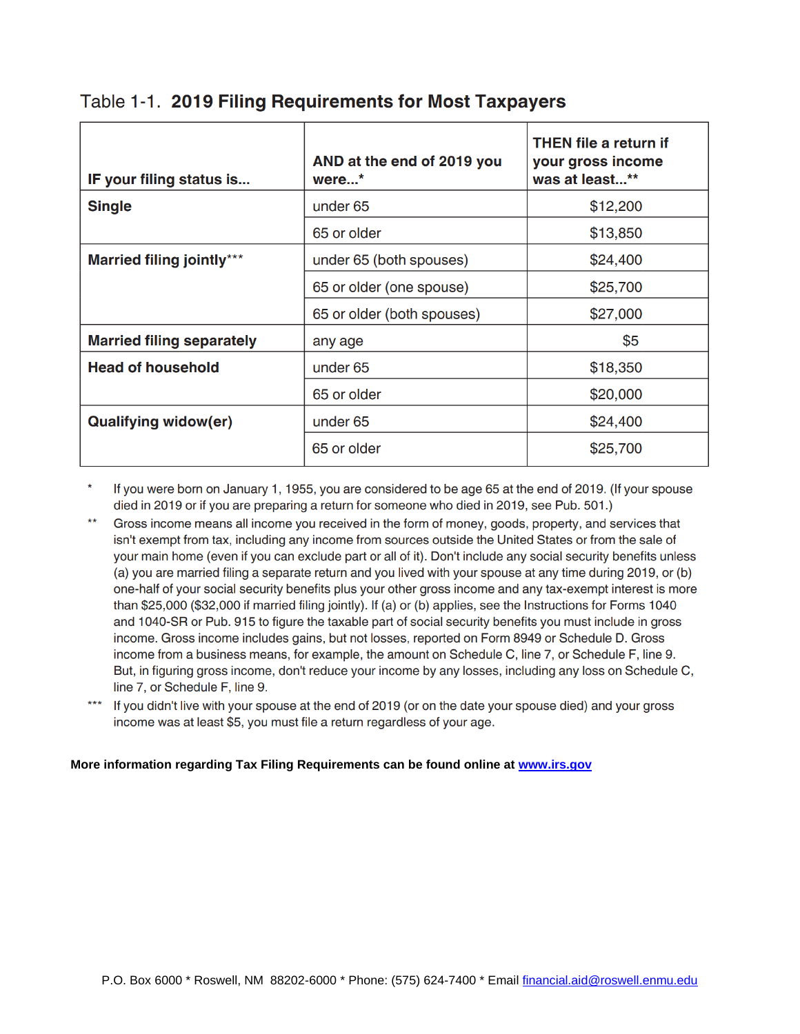## Table 1-1. **2019 Filing Requirements for Most Taxpayers**

| IF your filing status is... | AND at the end of 2019 you were...* | THEN file a return if your gross income was at least...** |
|---|---|---|
| **Single** | under 65 | $12,200 |
| | 65 or older | $13,850 |
| **Married filing jointly***** | under 65 (both spouses) | $24,400 |
| | 65 or older (one spouse) | $25,700 |
| | 65 or older (both spouses) | $27,000 |
| **Married filing separately** | any age | $5 |
| **Head of household** | under 65 | $18,350 |
| | 65 or older | $20,000 |
| **Qualifying widow(er)** | under 65 | $24,400 |
| | 65 or older | $25,700 |

\* If you were born on January 1, 1955, you are considered to be age 65 at the end of 2019. (If your spouse died in 2019 or if you are preparing a return for someone who died in 2019, see Pub. 501.)

\** Gross income means all income you received in the form of money, goods, property, and services that isn't exempt from tax, including any income from sources outside the United States or from the sale of your main home (even if you can exclude part or all of it). Don't include any social security benefits unless (a) you are married filing a separate return and you lived with your spouse at any time during 2019, or (b) one-half of your social security benefits plus your other gross income and any tax-exempt interest is more than $25,000 ($32,000 if married filing jointly). If (a) or (b) applies, see the Instructions for Forms 1040 and 1040-SR or Pub. 915 to figure the taxable part of social security benefits you must include in gross income. Gross income includes gains, but not losses, reported on Form 8949 or Schedule D. Gross income from a business means, for example, the amount on Schedule C, line 7, or Schedule F, line 9. But, in figuring gross income, don't reduce your income by any losses, including any loss on Schedule C, line 7, or Schedule F, line 9.

\*** If you didn't live with your spouse at the end of 2019 (or on the date your spouse died) and your gross income was at least $5, you must file a return regardless of your age.

**More information regarding Tax Filing Requirements can be found online at [www.irs.gov](http://www.irs.gov)**

P.O. Box 6000 * Roswell, NM 88202-6000 * Phone: (575) 624-7400 * Email financial.aid@roswell.enmu.edu